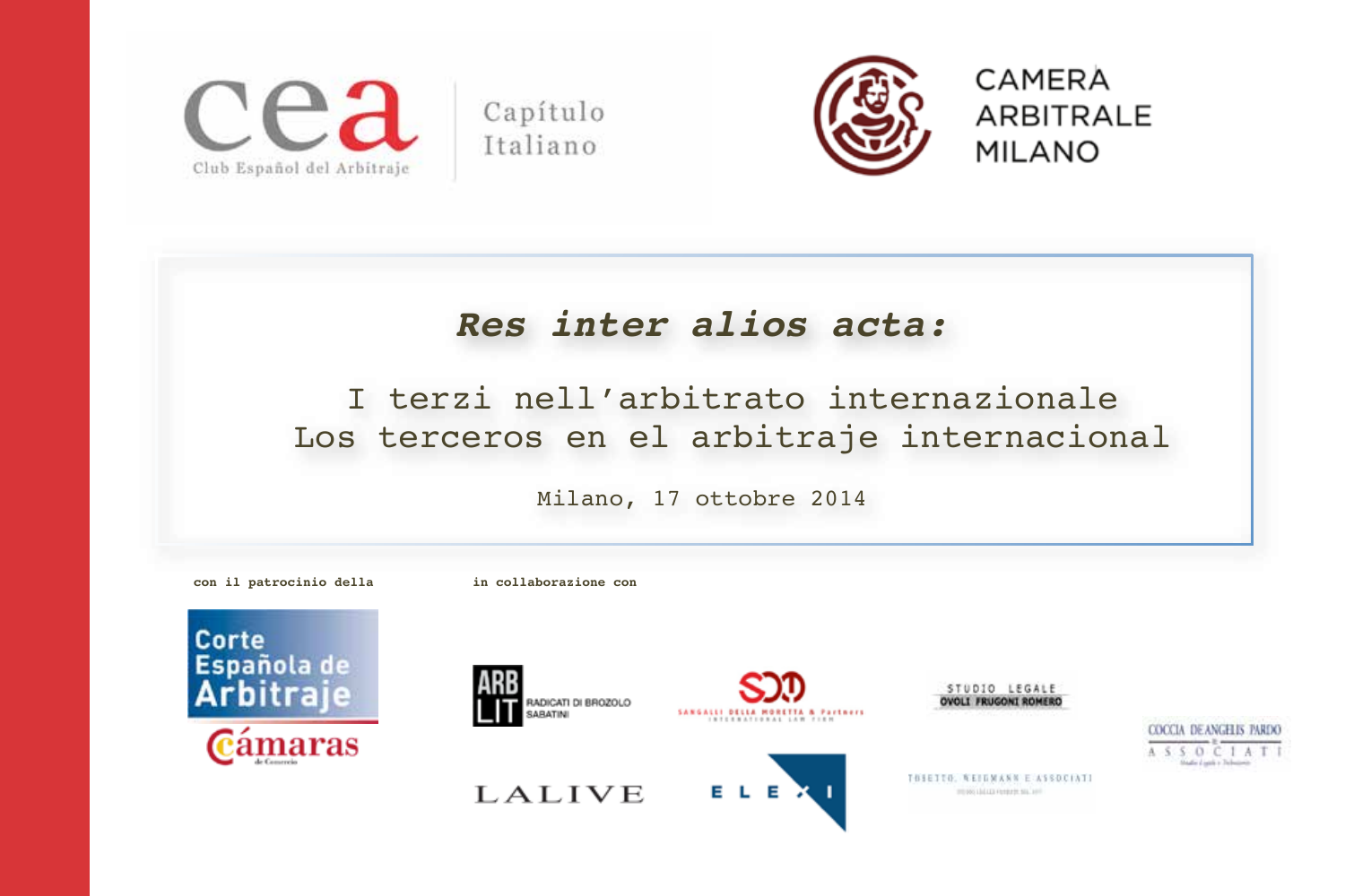cea
Club Español del Arbitraje

Capítulo Italiano

CAMERA ARBITRALE MILANO

# *Res inter alios acta:*

## I terzi nell'arbitrato internazionale
## Los terceros en el arbitraje internacional

Milano, 17 ottobre 2014

**con il patrocinio della**

Corte Española de Arbitraje
Cámaras de Comercio

**in collaborazione con**

ARB LIT RADICATI DI BROZOLO SABATINI

SDM SANGALLI DELLA MORETTA & Partners INTERNATIONAL LAW FIRM

STUDIO LEGALE OVOLI FRUGONI ROMERO

COCCIA DE ANGELIS PARDO & ASSOCIATI

LALIVE

ELEXI

TOSETTO, WEIGMANN E ASSOCIATI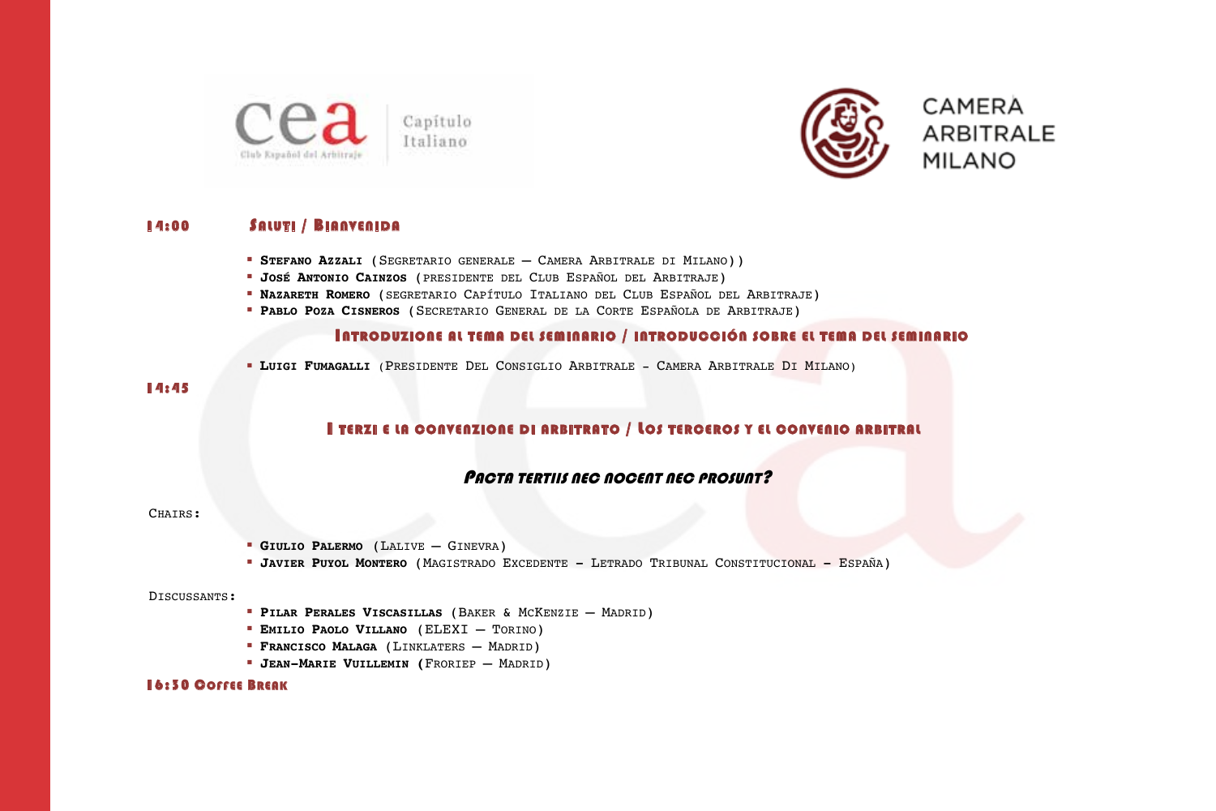**14:00** **Saluti / Bienvenida**

- **Stefano Azzali** (Segretario generale – Camera Arbitrale di Milano))
- **José Antonio Cainzos** (presidente del Club Español del Arbitraje)
- **Nazareth Romero** (segretario Capítulo Italiano del Club Español del Arbitraje)
- **Pablo Poza Cisneros** (Secretario General de la Corte Española de Arbitraje)

**Introduzione al tema del seminario / introducción sobre el tema del seminario**

- **Luigi Fumagalli** (Presidente Del Consiglio Arbitrale - Camera Arbitrale Di Milano)

**14:45**

**I terzi e la convenzione di arbitrato / Los terceros y el convenio arbitral**

***Pacta tertiis nec nocent nec prosunt?***

Chairs:

- **Giulio Palermo** (Lalive – Ginevra)
- **Javier Puyol Montero** (Magistrado Excedente - Letrado Tribunal Constitucional - España)

Discussants:

- **Pilar Perales Viscasillas** (Baker & McKenzie – Madrid)
- **Emilio Paolo Villano** (ELEXI – Torino)
- **Francisco Malaga** (Linklaters – Madrid)
- **Jean-Marie Vuillemin** (Froriep – Madrid)

**16:30 Coffee Break**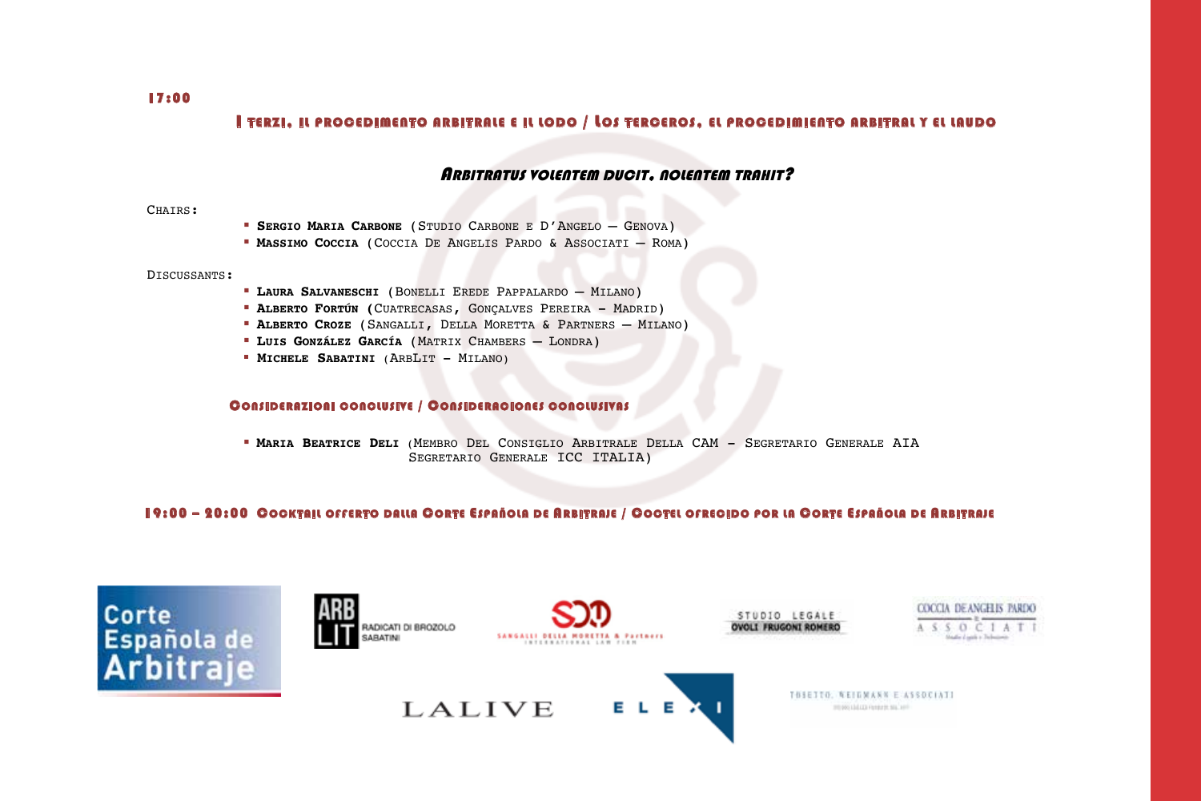**17:00**

## I terzi, il procedimento arbitrale e il lodo / Los terceros, el procedimiento arbitral y el laudo

### *Arbitratus volentem ducit, nolentem trahit?*

Chairs:

- **Sergio Maria Carbone** (Studio Carbone e D'Angelo – Genova)
- **Massimo Coccia** (Coccia De Angelis Pardo & Associati – Roma)

Discussants:

- **Laura Salvaneschi** (Bonelli Erede Pappalardo – Milano)
- **Alberto Fortún** (Cuatrecasas, Gonçalves Pereira – Madrid)
- **Alberto Croze** (Sangalli, Della Moretta & Partners – Milano)
- **Luis González García** (Matrix Chambers – Londra)
- **Michele Sabatini** (ArbLit – Milano)

### Considerazioni conclusive / Consideraciones conclusivas

- **Maria Beatrice Deli** (Membro del Consiglio Arbitrale della CAM – Segretario Generale AIA Segretario Generale ICC ITALIA)

**19:00 – 20:00** Cocktail offerto dalla Corte Española de Arbitraje / Coctel ofrecido por la Corte Española de Arbitraje

Corte Española de Arbitraje

ARB LIT Radicati di Brozolo Sabatini

Sangalli Della Moretta & Partners International Law Firm

Studio Legale Ovoli Frugoni Romero

Coccia De Angelis Pardo & Associati

LALIVE

ELEXI

Tosetto, Weigmann e Associati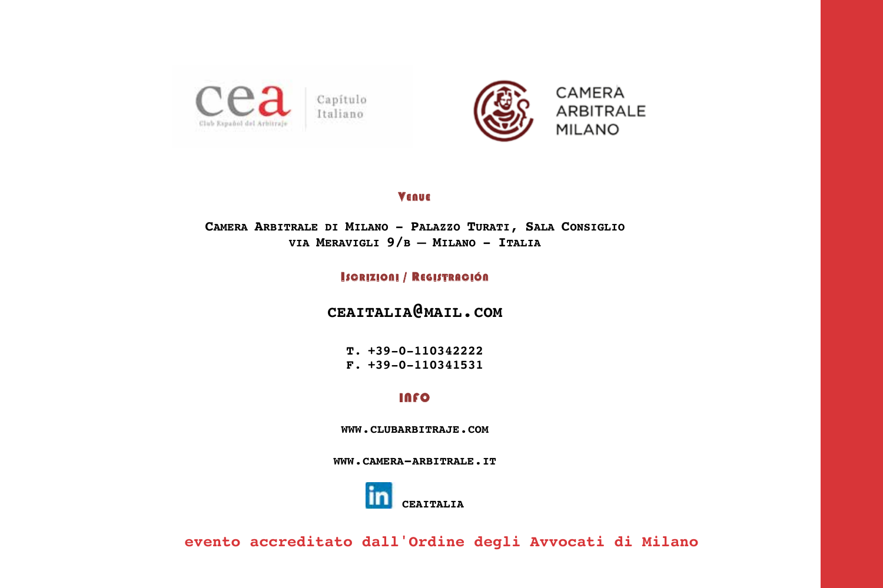cea
Club Español del Arbitraje
Capítulo Italiano

CAMERA ARBITRALE MILANO

## Venue

**Camera Arbitrale di Milano – Palazzo Turati, Sala Consiglio**
**via Meravigli 9/b — Milano – Italia**

## Iscrizioni / Registración

**CEAITALIA@MAIL.COM**

**T. +39-0-110342222**
**F. +39-0-110341531**

## Info

**WWW.CLUBARBITRAJE.COM**

**WWW.CAMERA-ARBITRALE.IT**

**CEAITALIA**

**evento accreditato dall'Ordine degli Avvocati di Milano**